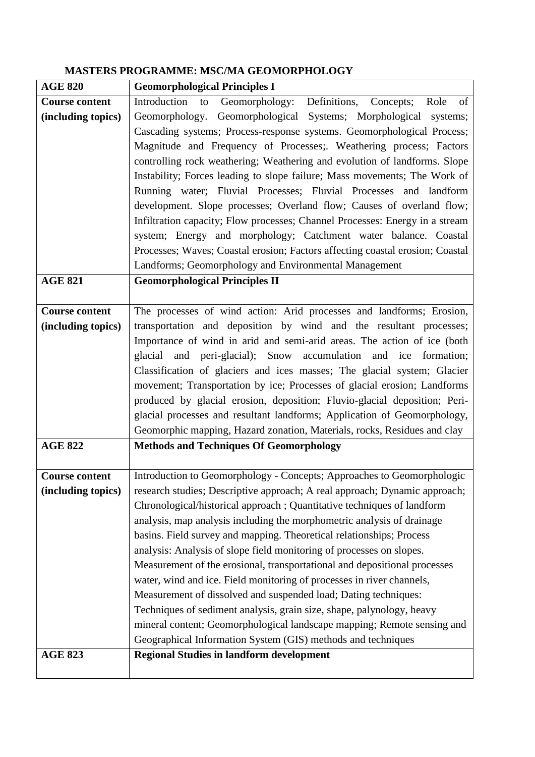**MASTERS PROGRAMME: MSC/MA GEOMORPHOLOGY**

| **AGE 820** | **Geomorphological Principles I** |
|---|---|
| **Course content (including topics)** | Introduction to Geomorphology: Definitions, Concepts; Role of Geomorphology. Geomorphological Systems; Morphological systems; Cascading systems; Process-response systems. Geomorphological Process; Magnitude and Frequency of Processes;. Weathering process; Factors controlling rock weathering; Weathering and evolution of landforms. Slope Instability; Forces leading to slope failure; Mass movements; The Work of Running water; Fluvial Processes; Fluvial Processes and landform development. Slope processes; Overland flow; Causes of overland flow; Infiltration capacity; Flow processes; Channel Processes: Energy in a stream system; Energy and morphology; Catchment water balance. Coastal Processes; Waves; Coastal erosion; Factors affecting coastal erosion; Coastal Landforms; Geomorphology and Environmental Management |
| **AGE 821** | **Geomorphological Principles II** |
| **Course content (including topics)** | The processes of wind action: Arid processes and landforms; Erosion, transportation and deposition by wind and the resultant processes; Importance of wind in arid and semi-arid areas. The action of ice (both glacial and peri-glacial); Snow accumulation and ice formation; Classification of glaciers and ices masses; The glacial system; Glacier movement; Transportation by ice; Processes of glacial erosion; Landforms produced by glacial erosion, deposition; Fluvio-glacial deposition; Peri-glacial processes and resultant landforms; Application of Geomorphology, Geomorphic mapping, Hazard zonation, Materials, rocks, Residues and clay |
| **AGE 822** | **Methods and Techniques Of Geomorphology** |
| **Course content (including topics)** | Introduction to Geomorphology - Concepts; Approaches to Geomorphologic research studies; Descriptive approach; A real approach; Dynamic approach; Chronological/historical approach ; Quantitative techniques of landform analysis, map analysis including the morphometric analysis of drainage basins. Field survey and mapping. Theoretical relationships; Process analysis: Analysis of slope field monitoring of processes on slopes. Measurement of the erosional, transportational and depositional processes water, wind and ice. Field monitoring of processes in river channels, Measurement of dissolved and suspended load; Dating techniques: Techniques of sediment analysis, grain size, shape, palynology, heavy mineral content; Geomorphological landscape mapping; Remote sensing and Geographical Information System (GIS) methods and techniques |
| **AGE 823** | **Regional Studies in landform development** |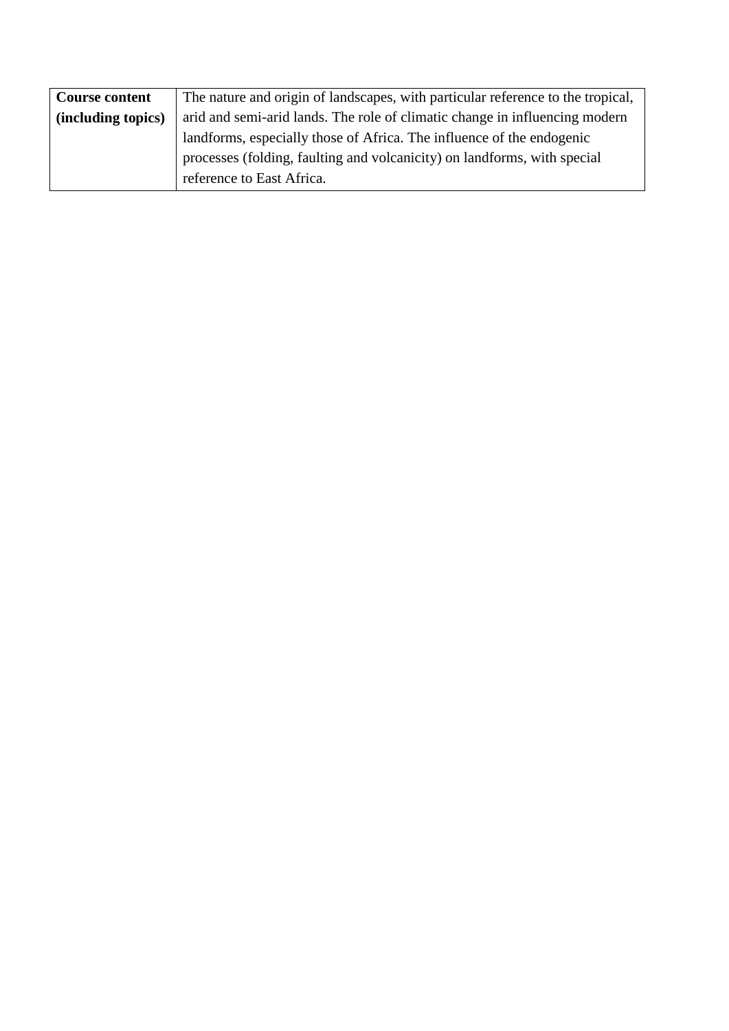| | |
|---|---|
| **Course content (including topics)** | The nature and origin of landscapes, with particular reference to the tropical, arid and semi-arid lands. The role of climatic change in influencing modern landforms, especially those of Africa. The influence of the endogenic processes (folding, faulting and volcanicity) on landforms, with special reference to East Africa. |